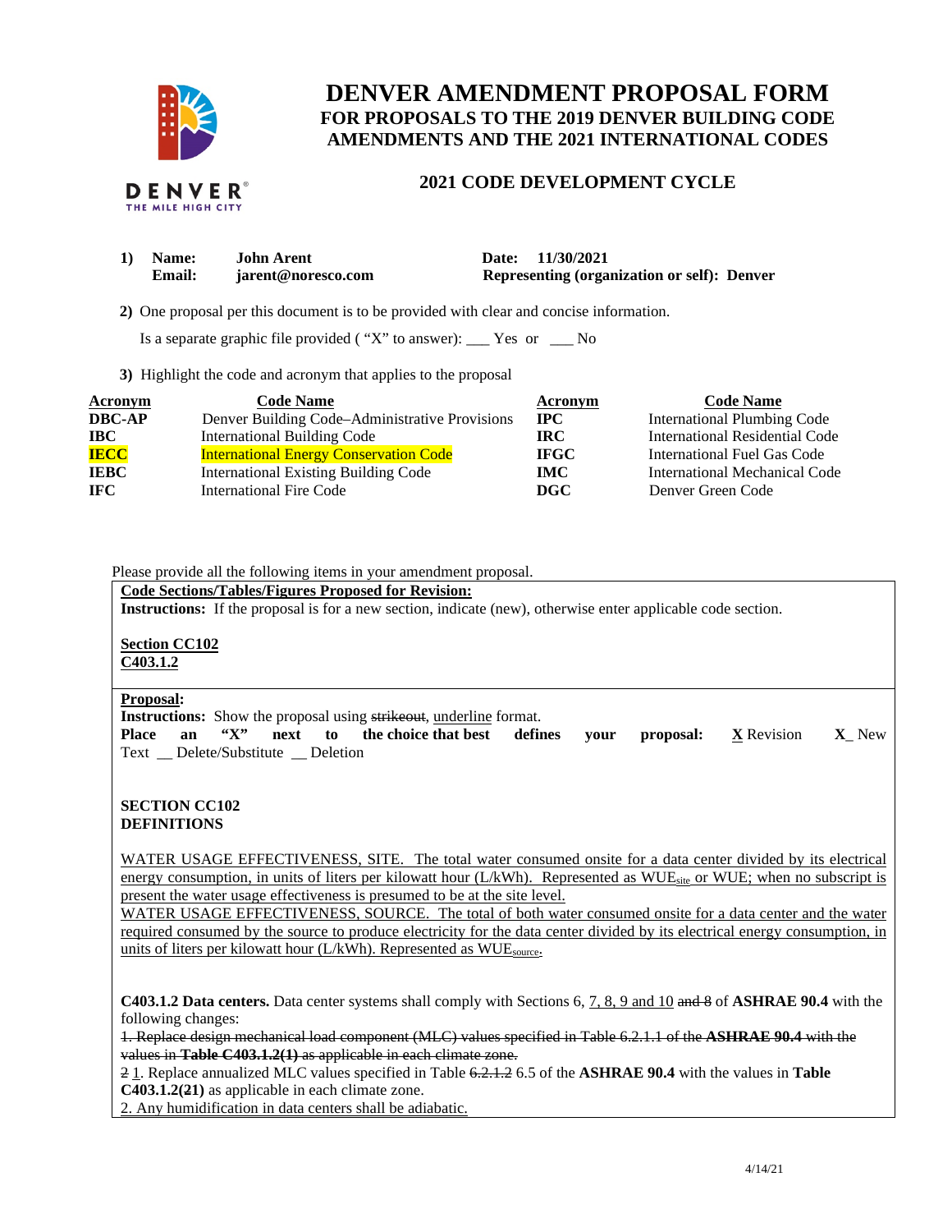# DENVER AMENDMENT PROPOSAL FORM

## FOR PROPOSALS TO THE 2019 DENVER BUILDING CODE AMENDMENTS AND THE 2021 INTERNATIONAL CODES

### 2021 CODE DEVELOPMENT CYCLE

**1) Name:** **John Arent** **Date: 11/30/2021**
**Email:** **jarent@noresco.com** **Representing (organization or self): Denver**

**2)** One proposal per this document is to be provided with clear and concise information.

Is a separate graphic file provided ( "X" to answer): ___ Yes or ___ No

**3)** Highlight the code and acronym that applies to the proposal

| Acronym | Code Name | Acronym | Code Name |
|---|---|---|---|
| **DBC-AP** | Denver Building Code–Administrative Provisions | **IPC** | International Plumbing Code |
| **IBC** | International Building Code | **IRC** | International Residential Code |
| **IECC** | International Energy Conservation Code | **IFGC** | International Fuel Gas Code |
| **IEBC** | International Existing Building Code | **IMC** | International Mechanical Code |
| **IFC** | International Fire Code | **DGC** | Denver Green Code |

Please provide all the following items in your amendment proposal.

**Code Sections/Tables/Figures Proposed for Revision:**
**Instructions:** If the proposal is for a new section, indicate (new), otherwise enter applicable code section.

**Section CC102**
**C403.1.2**

**Proposal:**
**Instructions:** Show the proposal using ~~strikeout~~, <u>underline</u> format.
**Place an "X" next to the choice that best defines your proposal:** **X** Revision **X**_ New Text __ Delete/Substitute __ Deletion

**SECTION CC102**
**DEFINITIONS**

<u>WATER USAGE EFFECTIVENESS, SITE. The total water consumed onsite for a data center divided by its electrical energy consumption, in units of liters per kilowatt hour (L/kWh). Represented as $WUE_{site}$ or WUE; when no subscript is present the water usage effectiveness is presumed to be at the site level.</u>
<u>WATER USAGE EFFECTIVENESS, SOURCE. The total of both water consumed onsite for a data center and the water required consumed by the source to produce electricity for the data center divided by its electrical energy consumption, in units of liters per kilowatt hour (L/kWh). Represented as $WUE_{source}$.</u>

**C403.1.2 Data centers.** Data center systems shall comply with Sections 6, <u>7, 8, 9 and 10</u> ~~and 8~~ of **ASHRAE 90.4** with the following changes:
~~1. Replace design mechanical load component (MLC) values specified in Table 6.2.1.1 of the **ASHRAE 90.4** with the values in **Table C403.1.2(1)** as applicable in each climate zone.~~
~~2~~ <u>1</u>. Replace annualized MLC values specified in Table ~~6.2.1.2~~ 6.5 of the **ASHRAE 90.4** with the values in **Table C403.1.2(~~2~~1)** as applicable in each climate zone.
<u>2. Any humidification in data centers shall be adiabatic.</u>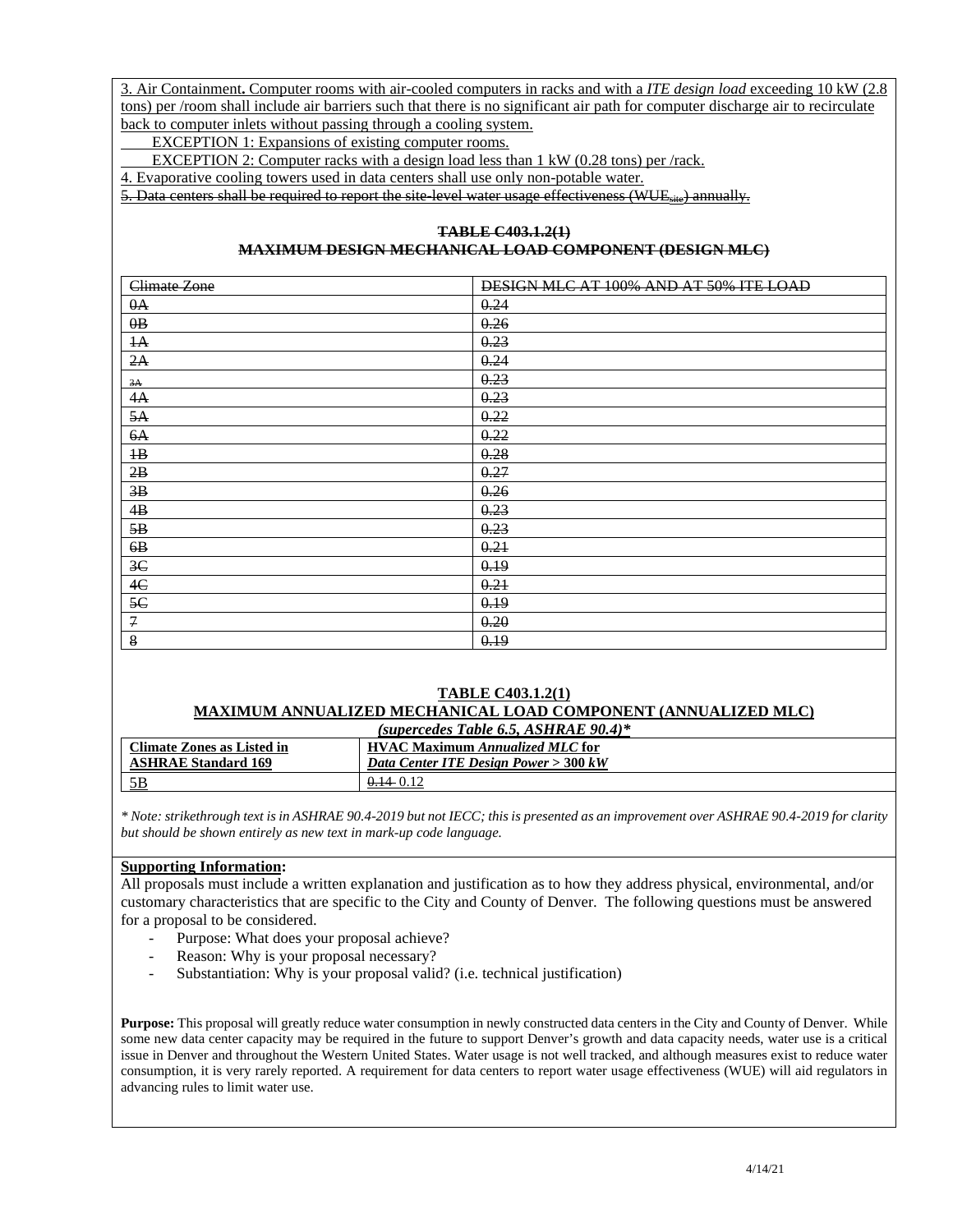3. Air Containment**.** Computer rooms with air-cooled computers in racks and with a *ITE design load* exceeding 10 kW (2.8 tons) per /room shall include air barriers such that there is no significant air path for computer discharge air to recirculate back to computer inlets without passing through a cooling system.

EXCEPTION 1: Expansions of existing computer rooms.

EXCEPTION 2: Computer racks with a design load less than 1 kW (0.28 tons) per /rack.

4. Evaporative cooling towers used in data centers shall use only non-potable water.

~~5. Data centers shall be required to report the site-level water usage effectiveness ($WUE_{site}$) annually.~~

**~~TABLE C403.1.2(1)~~**
**~~MAXIMUM DESIGN MECHANICAL LOAD COMPONENT (DESIGN MLC)~~**

| ~~Climate Zone~~ | ~~DESIGN MLC AT 100% AND AT 50% ITE LOAD~~ |
|---|---|
| ~~0A~~ | ~~0.24~~ |
| ~~0B~~ | ~~0.26~~ |
| ~~1A~~ | ~~0.23~~ |
| ~~2A~~ | ~~0.24~~ |
| ~~3A~~ | ~~0.23~~ |
| ~~4A~~ | ~~0.23~~ |
| ~~5A~~ | ~~0.22~~ |
| ~~6A~~ | ~~0.22~~ |
| ~~1B~~ | ~~0.28~~ |
| ~~2B~~ | ~~0.27~~ |
| ~~3B~~ | ~~0.26~~ |
| ~~4B~~ | ~~0.23~~ |
| ~~5B~~ | ~~0.23~~ |
| ~~6B~~ | ~~0.21~~ |
| ~~3C~~ | ~~0.19~~ |
| ~~4C~~ | ~~0.21~~ |
| ~~5C~~ | ~~0.19~~ |
| ~~7~~ | ~~0.20~~ |
| ~~8~~ | ~~0.19~~ |

**TABLE C403.1.2(1)**
**MAXIMUM ANNUALIZED MECHANICAL LOAD COMPONENT (ANNUALIZED MLC)**
***(supercedes Table 6.5, ASHRAE 90.4)****

| **Climate Zones as Listed in ASHRAE Standard 169** | **HVAC Maximum *Annualized MLC* for *Data Center ITE Design Power* > 300 kW** |
|---|---|
| 5B | ~~0.14~~ 0.12 |

*\* Note: strikethrough text is in ASHRAE 90.4-2019 but not IECC; this is presented as an improvement over ASHRAE 90.4-2019 for clarity but should be shown entirely as new text in mark-up code language.*

**Supporting Information:**

All proposals must include a written explanation and justification as to how they address physical, environmental, and/or customary characteristics that are specific to the City and County of Denver. The following questions must be answered for a proposal to be considered.

- Purpose: What does your proposal achieve?
- Reason: Why is your proposal necessary?
- Substantiation: Why is your proposal valid? (i.e. technical justification)

**Purpose:** This proposal will greatly reduce water consumption in newly constructed data centers in the City and County of Denver. While some new data center capacity may be required in the future to support Denver's growth and data capacity needs, water use is a critical issue in Denver and throughout the Western United States. Water usage is not well tracked, and although measures exist to reduce water consumption, it is very rarely reported. A requirement for data centers to report water usage effectiveness (WUE) will aid regulators in advancing rules to limit water use.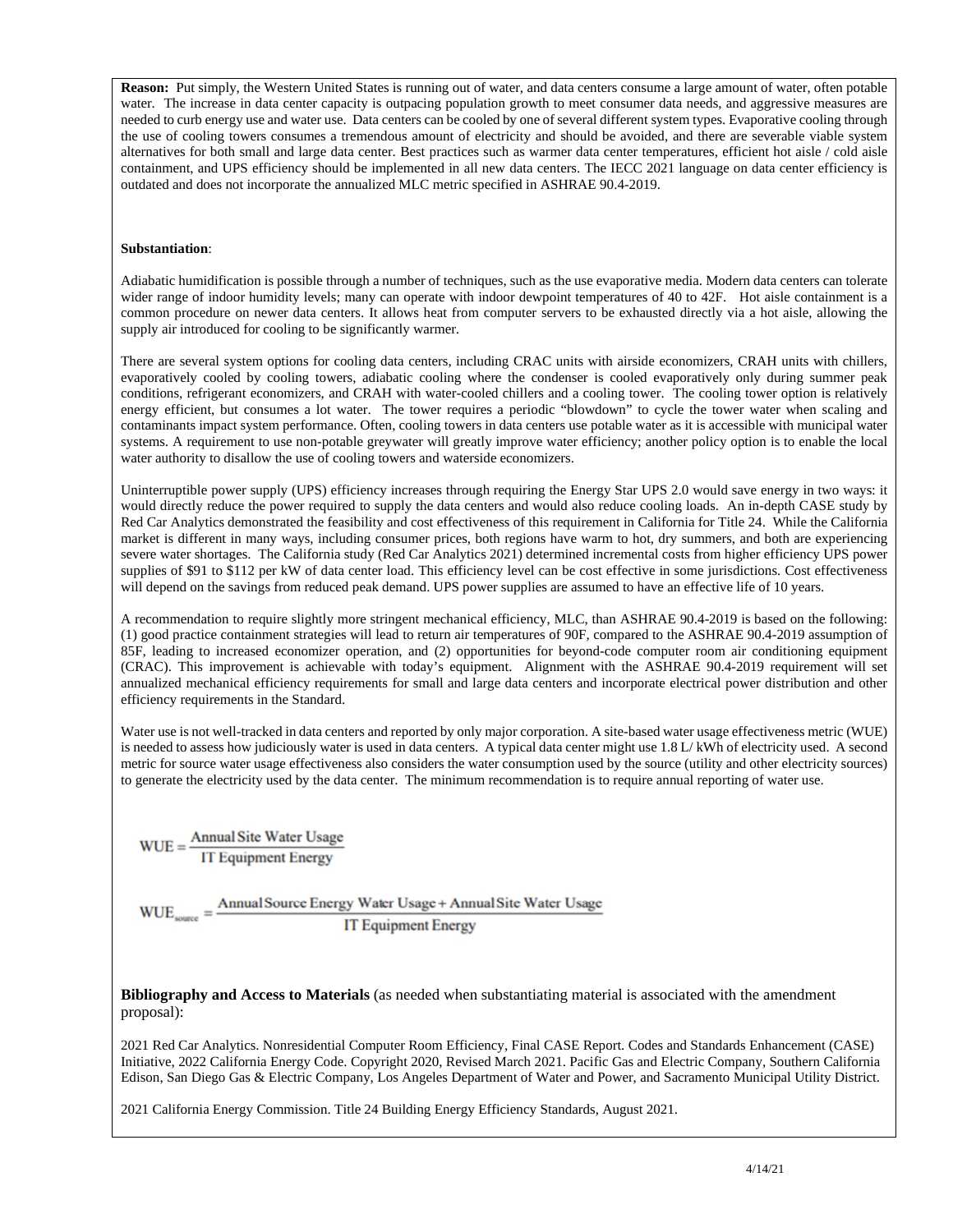**Reason:** Put simply, the Western United States is running out of water, and data centers consume a large amount of water, often potable water. The increase in data center capacity is outpacing population growth to meet consumer data needs, and aggressive measures are needed to curb energy use and water use. Data centers can be cooled by one of several different system types. Evaporative cooling through the use of cooling towers consumes a tremendous amount of electricity and should be avoided, and there are severable viable system alternatives for both small and large data center. Best practices such as warmer data center temperatures, efficient hot aisle / cold aisle containment, and UPS efficiency should be implemented in all new data centers. The IECC 2021 language on data center efficiency is outdated and does not incorporate the annualized MLC metric specified in ASHRAE 90.4-2019.

**Substantiation**:

Adiabatic humidification is possible through a number of techniques, such as the use evaporative media. Modern data centers can tolerate wider range of indoor humidity levels; many can operate with indoor dewpoint temperatures of 40 to 42F. Hot aisle containment is a common procedure on newer data centers. It allows heat from computer servers to be exhausted directly via a hot aisle, allowing the supply air introduced for cooling to be significantly warmer.

There are several system options for cooling data centers, including CRAC units with airside economizers, CRAH units with chillers, evaporatively cooled by cooling towers, adiabatic cooling where the condenser is cooled evaporatively only during summer peak conditions, refrigerant economizers, and CRAH with water-cooled chillers and a cooling tower. The cooling tower option is relatively energy efficient, but consumes a lot water. The tower requires a periodic "blowdown" to cycle the tower water when scaling and contaminants impact system performance. Often, cooling towers in data centers use potable water as it is accessible with municipal water systems. A requirement to use non-potable greywater will greatly improve water efficiency; another policy option is to enable the local water authority to disallow the use of cooling towers and waterside economizers.

Uninterruptible power supply (UPS) efficiency increases through requiring the Energy Star UPS 2.0 would save energy in two ways: it would directly reduce the power required to supply the data centers and would also reduce cooling loads. An in-depth CASE study by Red Car Analytics demonstrated the feasibility and cost effectiveness of this requirement in California for Title 24. While the California market is different in many ways, including consumer prices, both regions have warm to hot, dry summers, and both are experiencing severe water shortages. The California study (Red Car Analytics 2021) determined incremental costs from higher efficiency UPS power supplies of $91 to $112 per kW of data center load. This efficiency level can be cost effective in some jurisdictions. Cost effectiveness will depend on the savings from reduced peak demand. UPS power supplies are assumed to have an effective life of 10 years.

A recommendation to require slightly more stringent mechanical efficiency, MLC, than ASHRAE 90.4-2019 is based on the following: (1) good practice containment strategies will lead to return air temperatures of 90F, compared to the ASHRAE 90.4-2019 assumption of 85F, leading to increased economizer operation, and (2) opportunities for beyond-code computer room air conditioning equipment (CRAC). This improvement is achievable with today's equipment. Alignment with the ASHRAE 90.4-2019 requirement will set annualized mechanical efficiency requirements for small and large data centers and incorporate electrical power distribution and other efficiency requirements in the Standard.

Water use is not well-tracked in data centers and reported by only major corporation. A site-based water usage effectiveness metric (WUE) is needed to assess how judiciously water is used in data centers. A typical data center might use 1.8 L/ kWh of electricity used. A second metric for source water usage effectiveness also considers the water consumption used by the source (utility and other electricity sources) to generate the electricity used by the data center. The minimum recommendation is to require annual reporting of water use.

$$\mathrm{WUE} = \frac{\text{Annual Site Water Usage}}{\text{IT Equipment Energy}}$$

$$\mathrm{WUE}_{\text{source}} = \frac{\text{Annual Source Energy Water Usage} + \text{Annual Site Water Usage}}{\text{IT Equipment Energy}}$$

**Bibliography and Access to Materials** (as needed when substantiating material is associated with the amendment proposal):

2021 Red Car Analytics. Nonresidential Computer Room Efficiency, Final CASE Report. Codes and Standards Enhancement (CASE) Initiative, 2022 California Energy Code. Copyright 2020, Revised March 2021. Pacific Gas and Electric Company, Southern California Edison, San Diego Gas & Electric Company, Los Angeles Department of Water and Power, and Sacramento Municipal Utility District.

2021 California Energy Commission. Title 24 Building Energy Efficiency Standards, August 2021.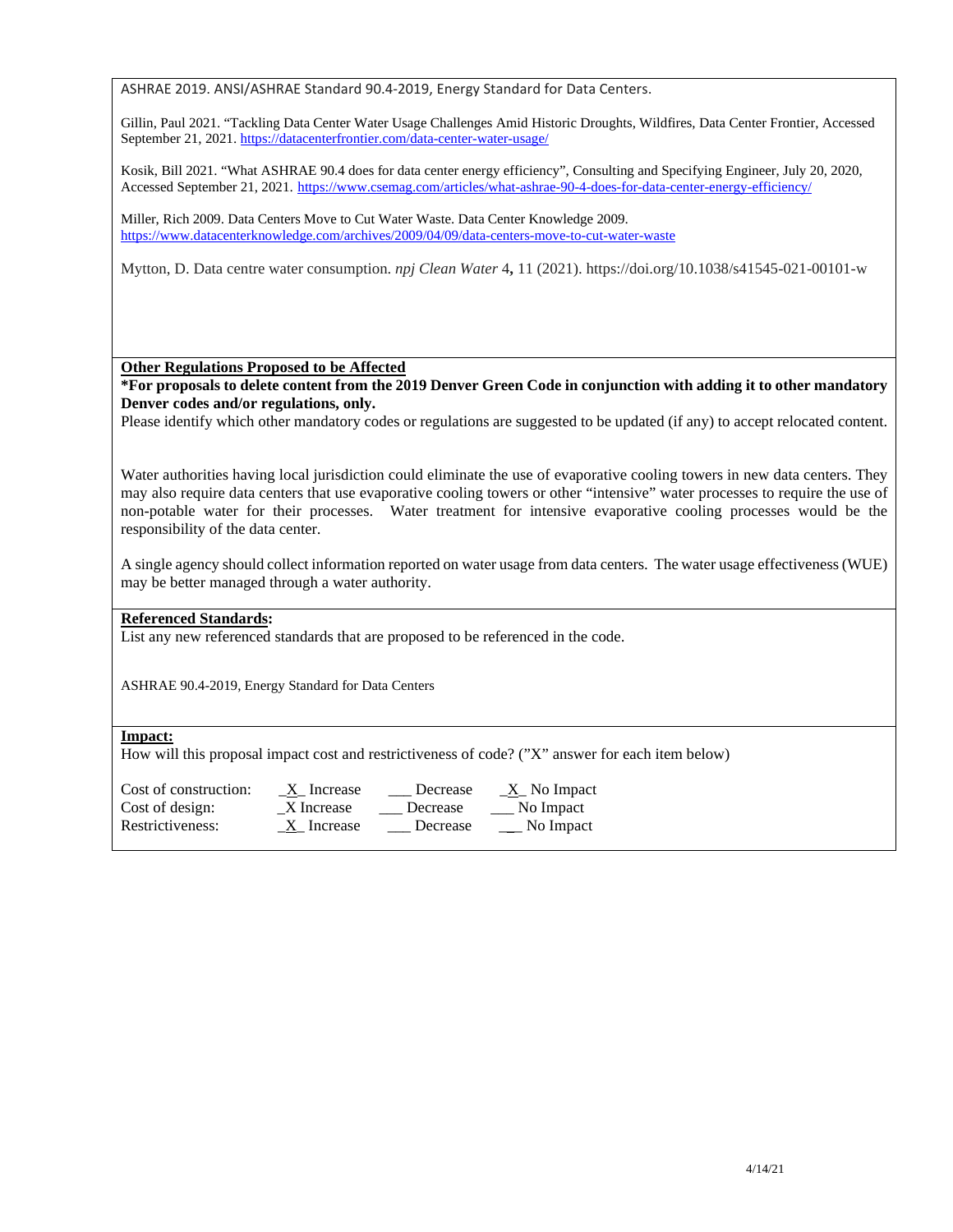ASHRAE 2019. ANSI/ASHRAE Standard 90.4-2019, Energy Standard for Data Centers.

Gillin, Paul 2021. "Tackling Data Center Water Usage Challenges Amid Historic Droughts, Wildfires, Data Center Frontier, Accessed September 21, 2021. https://datacenterfrontier.com/data-center-water-usage/

Kosik, Bill 2021. "What ASHRAE 90.4 does for data center energy efficiency", Consulting and Specifying Engineer, July 20, 2020, Accessed September 21, 2021. https://www.csemag.com/articles/what-ashrae-90-4-does-for-data-center-energy-efficiency/

Miller, Rich 2009. Data Centers Move to Cut Water Waste. Data Center Knowledge 2009. https://www.datacenterknowledge.com/archives/2009/04/09/data-centers-move-to-cut-water-waste

Mytton, D. Data centre water consumption. *npj Clean Water* 4**,** 11 (2021). https://doi.org/10.1038/s41545-021-00101-w

**Other Regulations Proposed to be Affected**

**\*For proposals to delete content from the 2019 Denver Green Code in conjunction with adding it to other mandatory Denver codes and/or regulations, only.**

Please identify which other mandatory codes or regulations are suggested to be updated (if any) to accept relocated content.

Water authorities having local jurisdiction could eliminate the use of evaporative cooling towers in new data centers. They may also require data centers that use evaporative cooling towers or other "intensive" water processes to require the use of non-potable water for their processes. Water treatment for intensive evaporative cooling processes would be the responsibility of the data center.

A single agency should collect information reported on water usage from data centers. The water usage effectiveness (WUE) may be better managed through a water authority.

**Referenced Standards:**

List any new referenced standards that are proposed to be referenced in the code.

ASHRAE 90.4-2019, Energy Standard for Data Centers

**Impact:**

How will this proposal impact cost and restrictiveness of code? ("X" answer for each item below)

| | | | |
|---|---|---|---|
| Cost of construction: | _X_ Increase | ___ Decrease | _X_ No Impact |
| Cost of design: | _X Increase | ___ Decrease | ___ No Impact |
| Restrictiveness: | _X_ Increase | ___ Decrease | ___ No Impact |